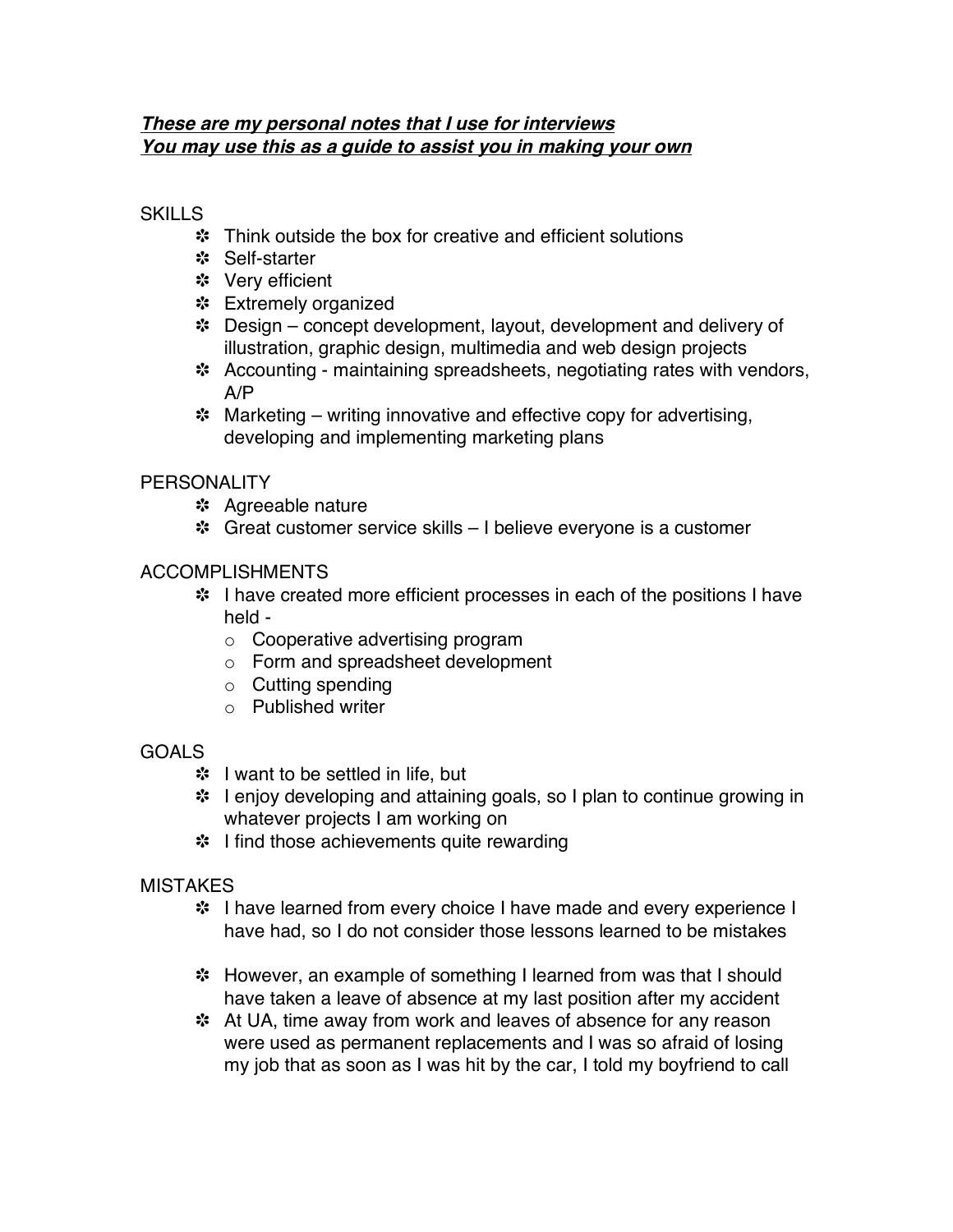***These are my personal notes that I use for interviews***
***You may use this as a guide to assist you in making your own***

SKILLS

- Think outside the box for creative and efficient solutions
- Self-starter
- Very efficient
- Extremely organized
- Design – concept development, layout, development and delivery of illustration, graphic design, multimedia and web design projects
- Accounting - maintaining spreadsheets, negotiating rates with vendors, A/P
- Marketing – writing innovative and effective copy for advertising, developing and implementing marketing plans

PERSONALITY

- Agreeable nature
- Great customer service skills – I believe everyone is a customer

ACCOMPLISHMENTS

- I have created more efficient processes in each of the positions I have held -
  - Cooperative advertising program
  - Form and spreadsheet development
  - Cutting spending
  - Published writer

GOALS

- I want to be settled in life, but
- I enjoy developing and attaining goals, so I plan to continue growing in whatever projects I am working on
- I find those achievements quite rewarding

MISTAKES

- I have learned from every choice I have made and every experience I have had, so I do not consider those lessons learned to be mistakes

- However, an example of something I learned from was that I should have taken a leave of absence at my last position after my accident
- At UA, time away from work and leaves of absence for any reason were used as permanent replacements and I was so afraid of losing my job that as soon as I was hit by the car, I told my boyfriend to call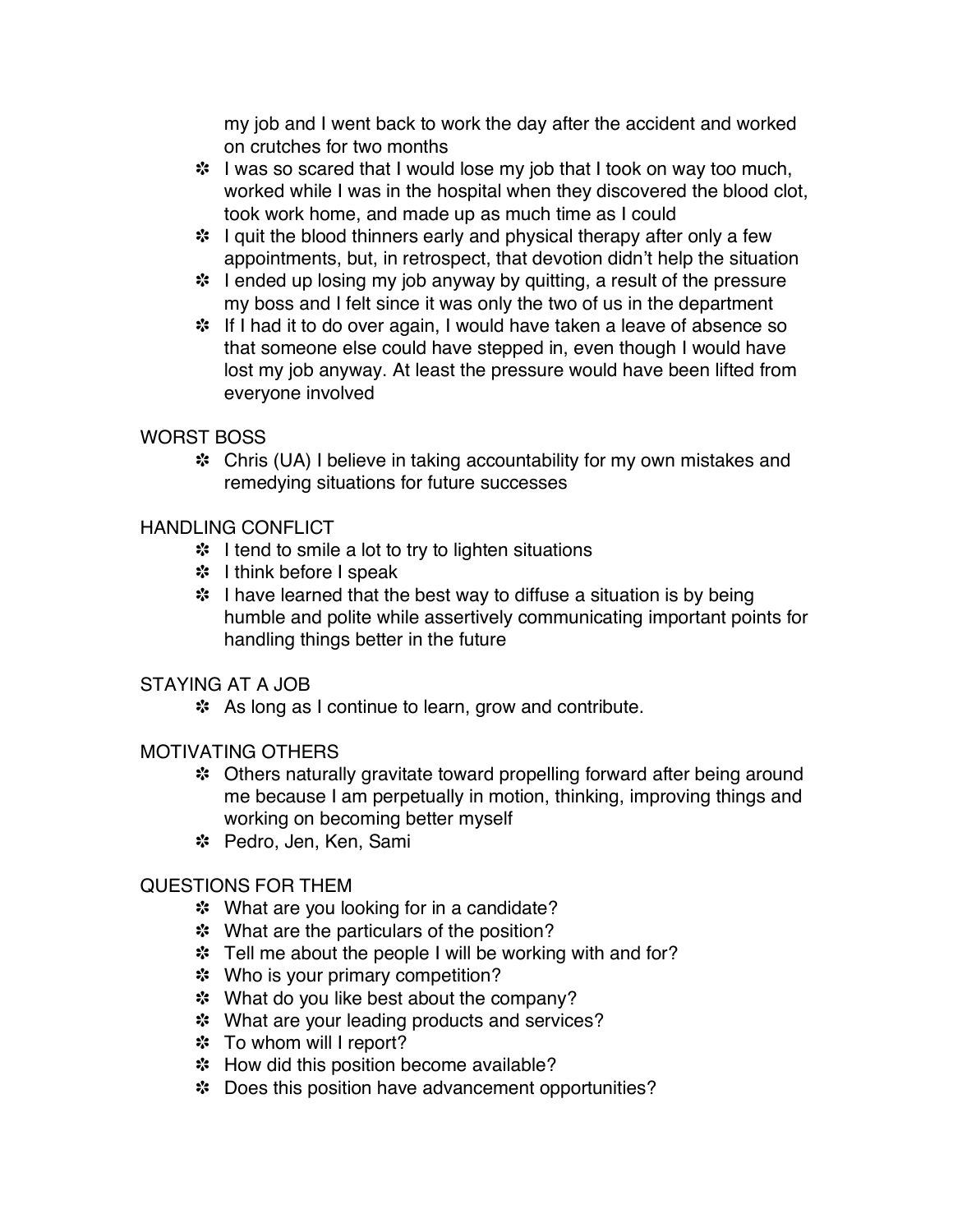- my job and I went back to work the day after the accident and worked on crutches for two months
- I was so scared that I would lose my job that I took on way too much, worked while I was in the hospital when they discovered the blood clot, took work home, and made up as much time as I could
- I quit the blood thinners early and physical therapy after only a few appointments, but, in retrospect, that devotion didn't help the situation
- I ended up losing my job anyway by quitting, a result of the pressure my boss and I felt since it was only the two of us in the department
- If I had it to do over again, I would have taken a leave of absence so that someone else could have stepped in, even though I would have lost my job anyway. At least the pressure would have been lifted from everyone involved

WORST BOSS

- Chris (UA) I believe in taking accountability for my own mistakes and remedying situations for future successes

HANDLING CONFLICT

- I tend to smile a lot to try to lighten situations
- I think before I speak
- I have learned that the best way to diffuse a situation is by being humble and polite while assertively communicating important points for handling things better in the future

STAYING AT A JOB

- As long as I continue to learn, grow and contribute.

MOTIVATING OTHERS

- Others naturally gravitate toward propelling forward after being around me because I am perpetually in motion, thinking, improving things and working on becoming better myself
- Pedro, Jen, Ken, Sami

QUESTIONS FOR THEM

- What are you looking for in a candidate?
- What are the particulars of the position?
- Tell me about the people I will be working with and for?
- Who is your primary competition?
- What do you like best about the company?
- What are your leading products and services?
- To whom will I report?
- How did this position become available?
- Does this position have advancement opportunities?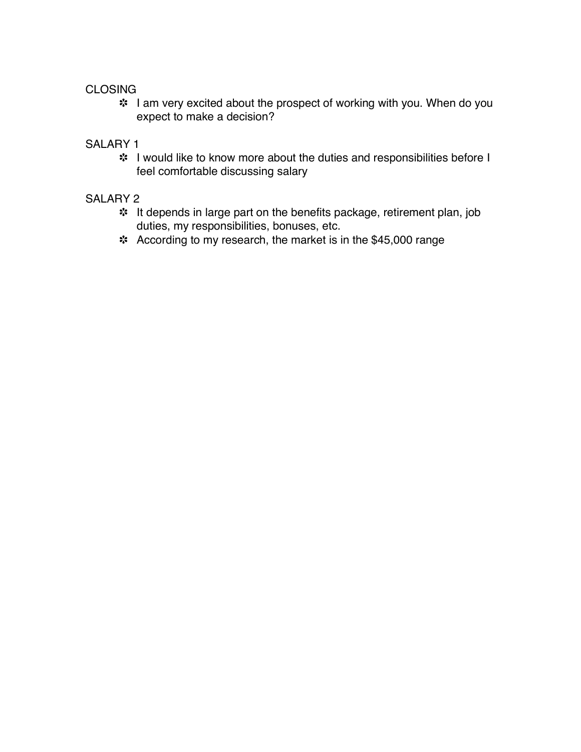CLOSING

- I am very excited about the prospect of working with you. When do you expect to make a decision?

SALARY 1

- I would like to know more about the duties and responsibilities before I feel comfortable discussing salary

SALARY 2

- It depends in large part on the benefits package, retirement plan, job duties, my responsibilities, bonuses, etc.
- According to my research, the market is in the $45,000 range